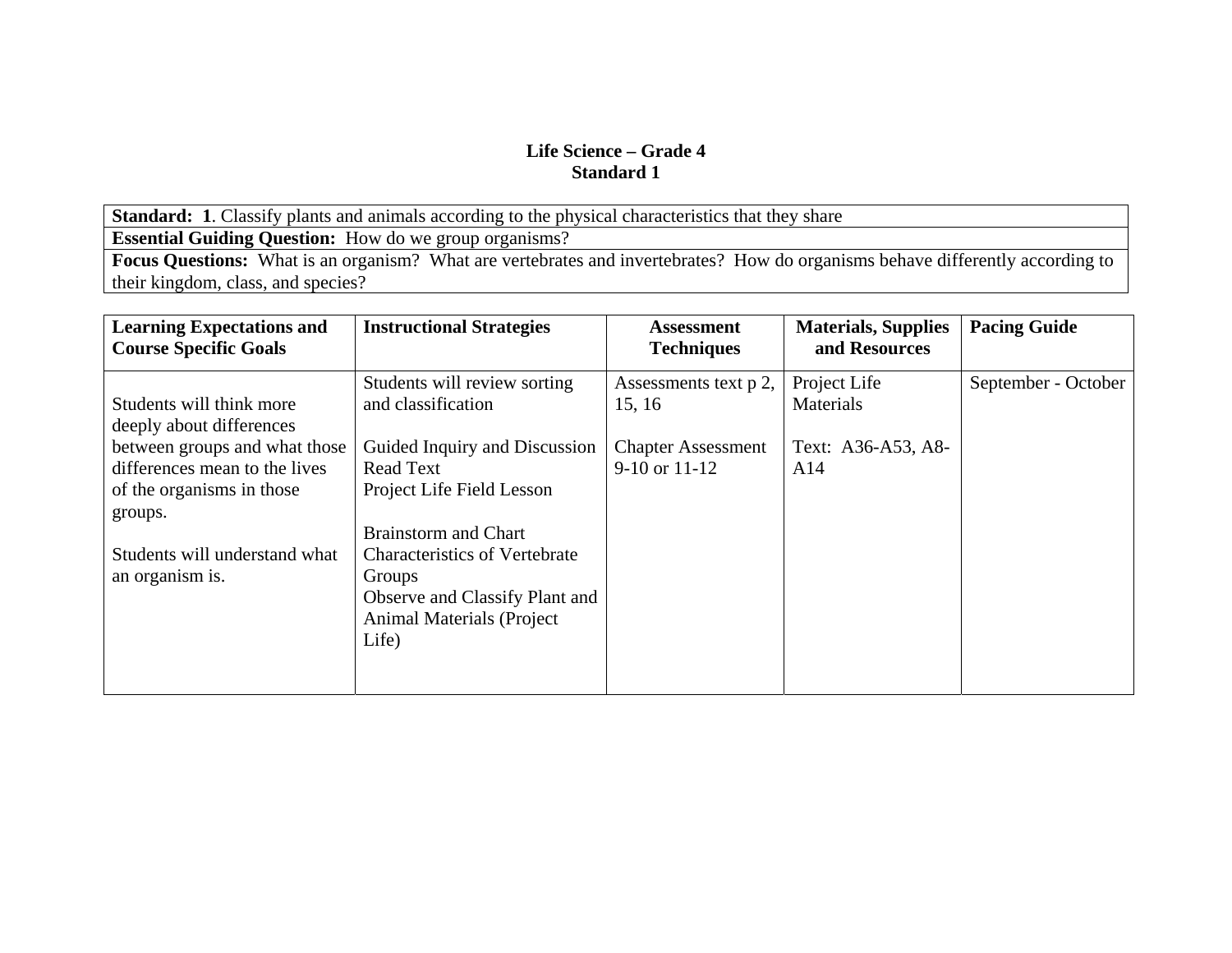# Life Science – Grade 4
## Standard 1

| **Standard: 1**. Classify plants and animals according to the physical characteristics that they share |
|---|
| **Essential Guiding Question:** How do we group organisms? |
| **Focus Questions:** What is an organism? What are vertebrates and invertebrates? How do organisms behave differently according to their kingdom, class, and species? |

| **Learning Expectations and Course Specific Goals** | **Instructional Strategies** | **Assessment Techniques** | **Materials, Supplies and Resources** | **Pacing Guide** |
|---|---|---|---|---|
| Students will think more deeply about differences between groups and what those differences mean to the lives of the organisms in those groups.<br><br>Students will understand what an organism is. | Students will review sorting and classification<br><br>Guided Inquiry and Discussion<br>Read Text<br>Project Life Field Lesson<br><br>Brainstorm and Chart Characteristics of Vertebrate Groups<br>Observe and Classify Plant and Animal Materials (Project Life) | Assessments text p 2, 15, 16<br><br>Chapter Assessment 9-10 or 11-12 | Project Life Materials<br><br>Text: A36-A53, A8-A14 | September - October |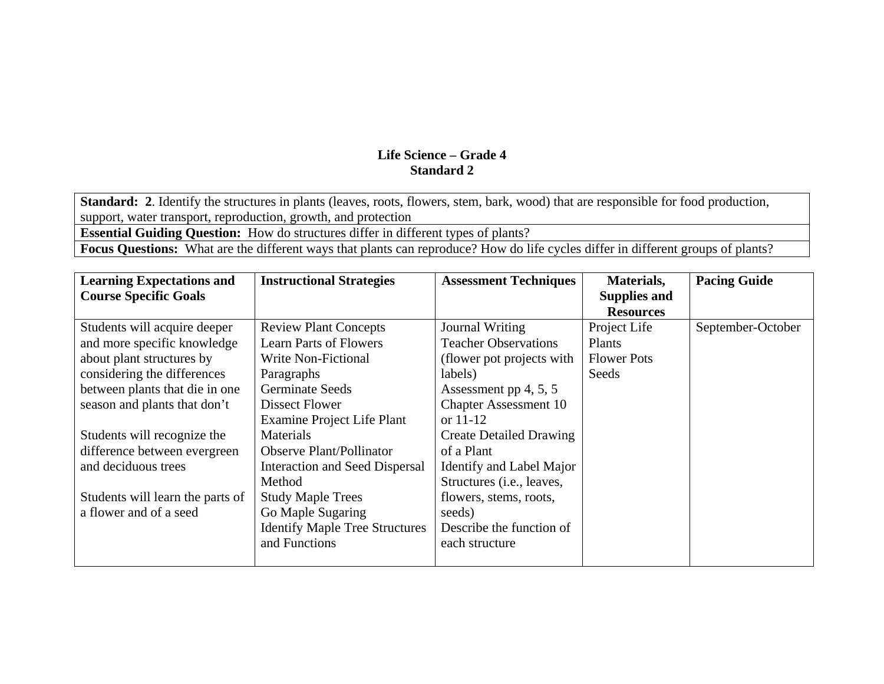**Life Science – Grade 4**
**Standard 2**

| **Standard: 2**. Identify the structures in plants (leaves, roots, flowers, stem, bark, wood) that are responsible for food production, support, water transport, reproduction, growth, and protection |
|---|
| **Essential Guiding Question:** How do structures differ in different types of plants? |
| **Focus Questions:** What are the different ways that plants can reproduce? How do life cycles differ in different groups of plants? |

| **Learning Expectations and Course Specific Goals** | **Instructional Strategies** | **Assessment Techniques** | **Materials, Supplies and Resources** | **Pacing Guide** |
|---|---|---|---|---|
| Students will acquire deeper and more specific knowledge about plant structures by considering the differences between plants that die in one season and plants that don't<br><br>Students will recognize the difference between evergreen and deciduous trees<br><br>Students will learn the parts of a flower and of a seed | Review Plant Concepts<br>Learn Parts of Flowers<br>Write Non-Fictional Paragraphs<br>Germinate Seeds<br>Dissect Flower<br>Examine Project Life Plant Materials<br>Observe Plant/Pollinator Interaction and Seed Dispersal Method<br>Study Maple Trees<br>Go Maple Sugaring<br>Identify Maple Tree Structures and Functions | Journal Writing<br>Teacher Observations (flower pot projects with labels)<br>Assessment pp 4, 5, 5<br>Chapter Assessment 10 or 11-12<br>Create Detailed Drawing of a Plant<br>Identify and Label Major Structures (i.e., leaves, flowers, stems, roots, seeds)<br>Describe the function of each structure | Project Life<br>Plants<br>Flower Pots<br>Seeds | September-October |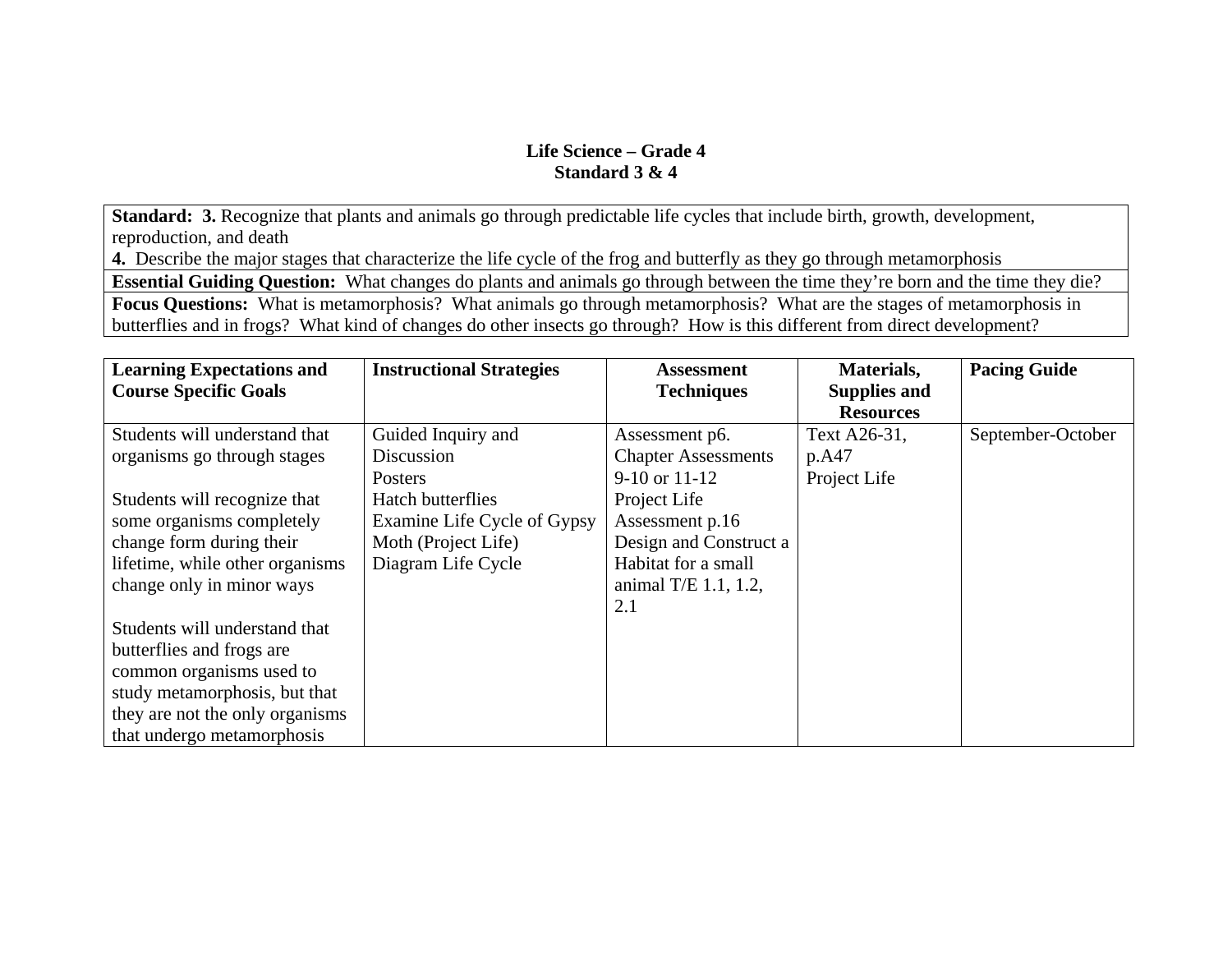# Life Science – Grade 4
## Standard 3 & 4

**Standard: 3.** Recognize that plants and animals go through predictable life cycles that include birth, growth, development, reproduction, and death
**4.** Describe the major stages that characterize the life cycle of the frog and butterfly as they go through metamorphosis

**Essential Guiding Question:** What changes do plants and animals go through between the time they're born and the time they die?

**Focus Questions:** What is metamorphosis? What animals go through metamorphosis? What are the stages of metamorphosis in butterflies and in frogs? What kind of changes do other insects go through? How is this different from direct development?

| Learning Expectations and Course Specific Goals | Instructional Strategies | Assessment Techniques | Materials, Supplies and Resources | Pacing Guide |
|---|---|---|---|---|
| Students will understand that organisms go through stages<br><br>Students will recognize that some organisms completely change form during their lifetime, while other organisms change only in minor ways<br><br>Students will understand that butterflies and frogs are common organisms used to study metamorphosis, but that they are not the only organisms that undergo metamorphosis | Guided Inquiry and Discussion<br>Posters<br>Hatch butterflies<br>Examine Life Cycle of Gypsy Moth (Project Life)<br>Diagram Life Cycle | Assessment p6.<br>Chapter Assessments 9-10 or 11-12<br>Project Life Assessment p.16<br>Design and Construct a Habitat for a small animal T/E 1.1, 1.2, 2.1 | Text A26-31, p.A47<br>Project Life | September-October |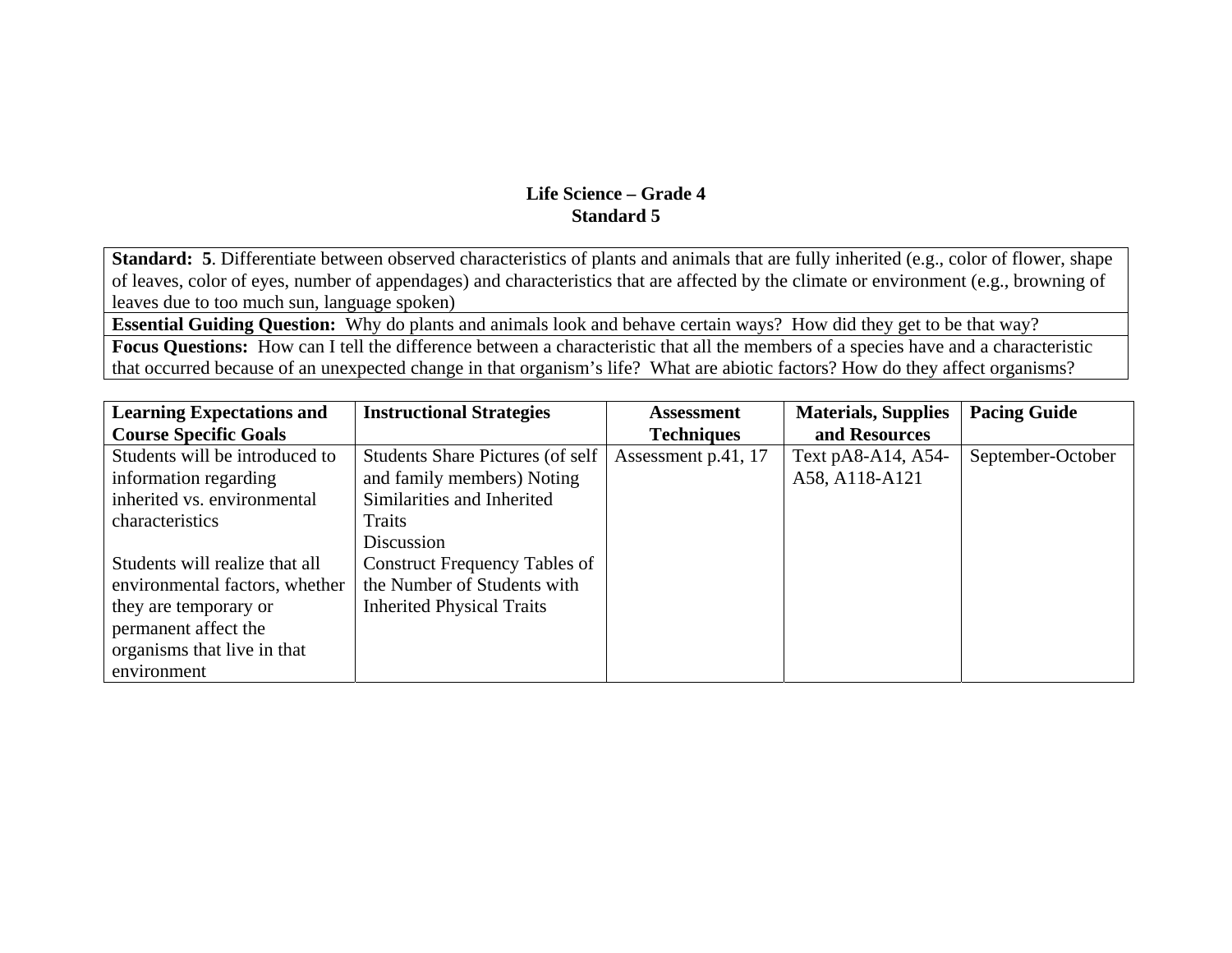**Life Science – Grade 4**
**Standard 5**

| **Standard: 5**. Differentiate between observed characteristics of plants and animals that are fully inherited (e.g., color of flower, shape of leaves, color of eyes, number of appendages) and characteristics that are affected by the climate or environment (e.g., browning of leaves due to too much sun, language spoken) |
|---|
| **Essential Guiding Question:** Why do plants and animals look and behave certain ways? How did they get to be that way? |
| **Focus Questions:** How can I tell the difference between a characteristic that all the members of a species have and a characteristic that occurred because of an unexpected change in that organism's life? What are abiotic factors? How do they affect organisms? |

| Learning Expectations and Course Specific Goals | Instructional Strategies | Assessment Techniques | Materials, Supplies and Resources | Pacing Guide |
|---|---|---|---|---|
| Students will be introduced to information regarding inherited vs. environmental characteristics<br><br>Students will realize that all environmental factors, whether they are temporary or permanent affect the organisms that live in that environment | Students Share Pictures (of self and family members) Noting Similarities and Inherited Traits<br>Discussion<br>Construct Frequency Tables of the Number of Students with Inherited Physical Traits | Assessment p.41, 17 | Text pA8-A14, A54-A58, A118-A121 | September-October |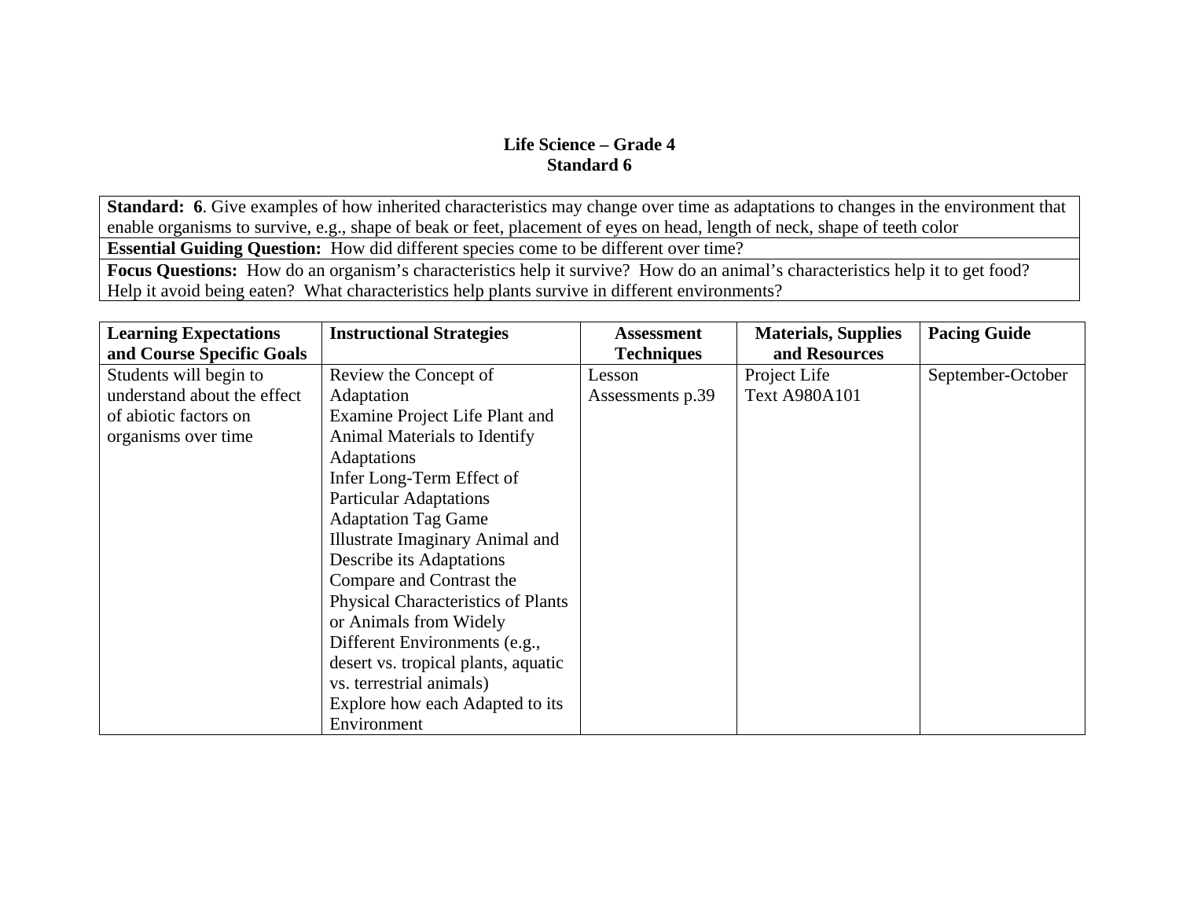# Life Science – Grade 4
## Standard 6

| **Standard: 6**. Give examples of how inherited characteristics may change over time as adaptations to changes in the environment that enable organisms to survive, e.g., shape of beak or feet, placement of eyes on head, length of neck, shape of teeth color |
|---|
| **Essential Guiding Question:** How did different species come to be different over time? |
| **Focus Questions:** How do an organism's characteristics help it survive? How do an animal's characteristics help it to get food? Help it avoid being eaten? What characteristics help plants survive in different environments? |

| Learning Expectations and Course Specific Goals | Instructional Strategies | Assessment Techniques | Materials, Supplies and Resources | Pacing Guide |
|---|---|---|---|---|
| Students will begin to understand about the effect of abiotic factors on organisms over time | Review the Concept of Adaptation<br>Examine Project Life Plant and Animal Materials to Identify Adaptations<br>Infer Long-Term Effect of Particular Adaptations<br>Adaptation Tag Game<br>Illustrate Imaginary Animal and Describe its Adaptations<br>Compare and Contrast the Physical Characteristics of Plants or Animals from Widely Different Environments (e.g., desert vs. tropical plants, aquatic vs. terrestrial animals)<br>Explore how each Adapted to its Environment | Lesson Assessments p.39 | Project Life<br>Text A980A101 | September-October |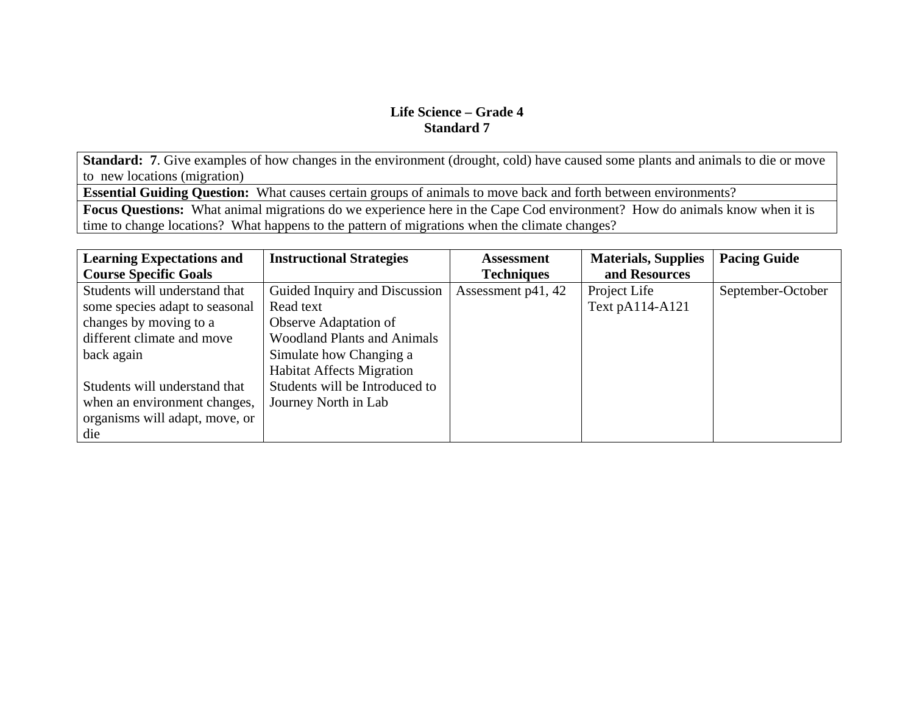**Life Science – Grade 4**
**Standard 7**

| **Standard: 7**. Give examples of how changes in the environment (drought, cold) have caused some plants and animals to die or move to new locations (migration) |
|---|
| **Essential Guiding Question:** What causes certain groups of animals to move back and forth between environments? |
| **Focus Questions:** What animal migrations do we experience here in the Cape Cod environment? How do animals know when it is time to change locations? What happens to the pattern of migrations when the climate changes? |

| **Learning Expectations and Course Specific Goals** | **Instructional Strategies** | **Assessment Techniques** | **Materials, Supplies and Resources** | **Pacing Guide** |
|---|---|---|---|---|
| Students will understand that some species adapt to seasonal changes by moving to a different climate and move back again<br><br>Students will understand that when an environment changes, organisms will adapt, move, or die | Guided Inquiry and Discussion<br>Read text<br>Observe Adaptation of Woodland Plants and Animals<br>Simulate how Changing a Habitat Affects Migration<br>Students will be Introduced to Journey North in Lab | Assessment p41, 42 | Project Life<br>Text pA114-A121 | September-October |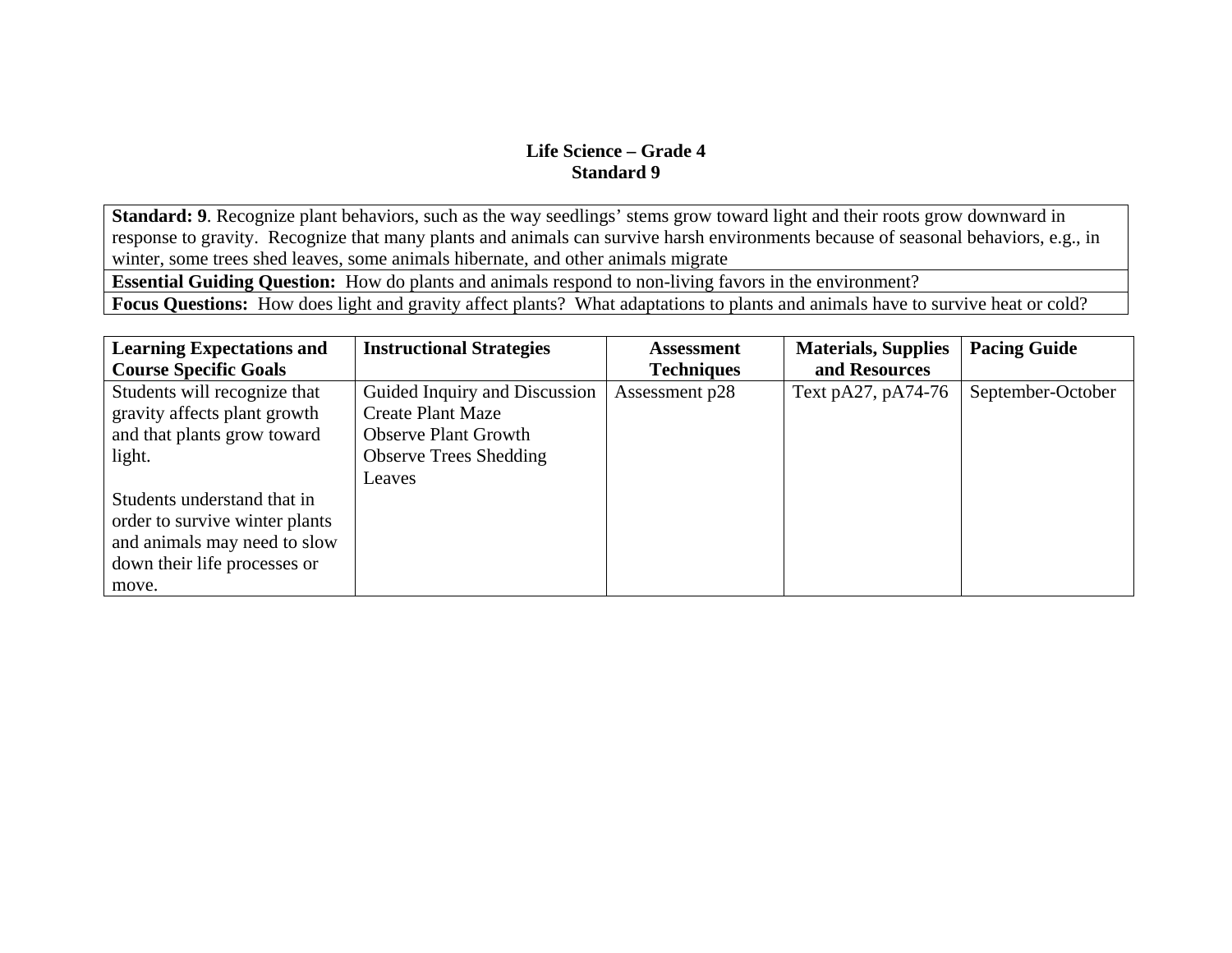**Life Science – Grade 4**
**Standard 9**

| **Standard: 9**. Recognize plant behaviors, such as the way seedlings' stems grow toward light and their roots grow downward in response to gravity. Recognize that many plants and animals can survive harsh environments because of seasonal behaviors, e.g., in winter, some trees shed leaves, some animals hibernate, and other animals migrate |
|---|
| **Essential Guiding Question:** How do plants and animals respond to non-living favors in the environment? |
| **Focus Questions:** How does light and gravity affect plants? What adaptations to plants and animals have to survive heat or cold? |

| **Learning Expectations and Course Specific Goals** | **Instructional Strategies** | **Assessment Techniques** | **Materials, Supplies and Resources** | **Pacing Guide** |
|---|---|---|---|---|
| Students will recognize that gravity affects plant growth and that plants grow toward light.<br><br>Students understand that in order to survive winter plants and animals may need to slow down their life processes or move. | Guided Inquiry and Discussion<br>Create Plant Maze<br>Observe Plant Growth<br>Observe Trees Shedding Leaves | Assessment p28 | Text pA27, pA74-76 | September-October |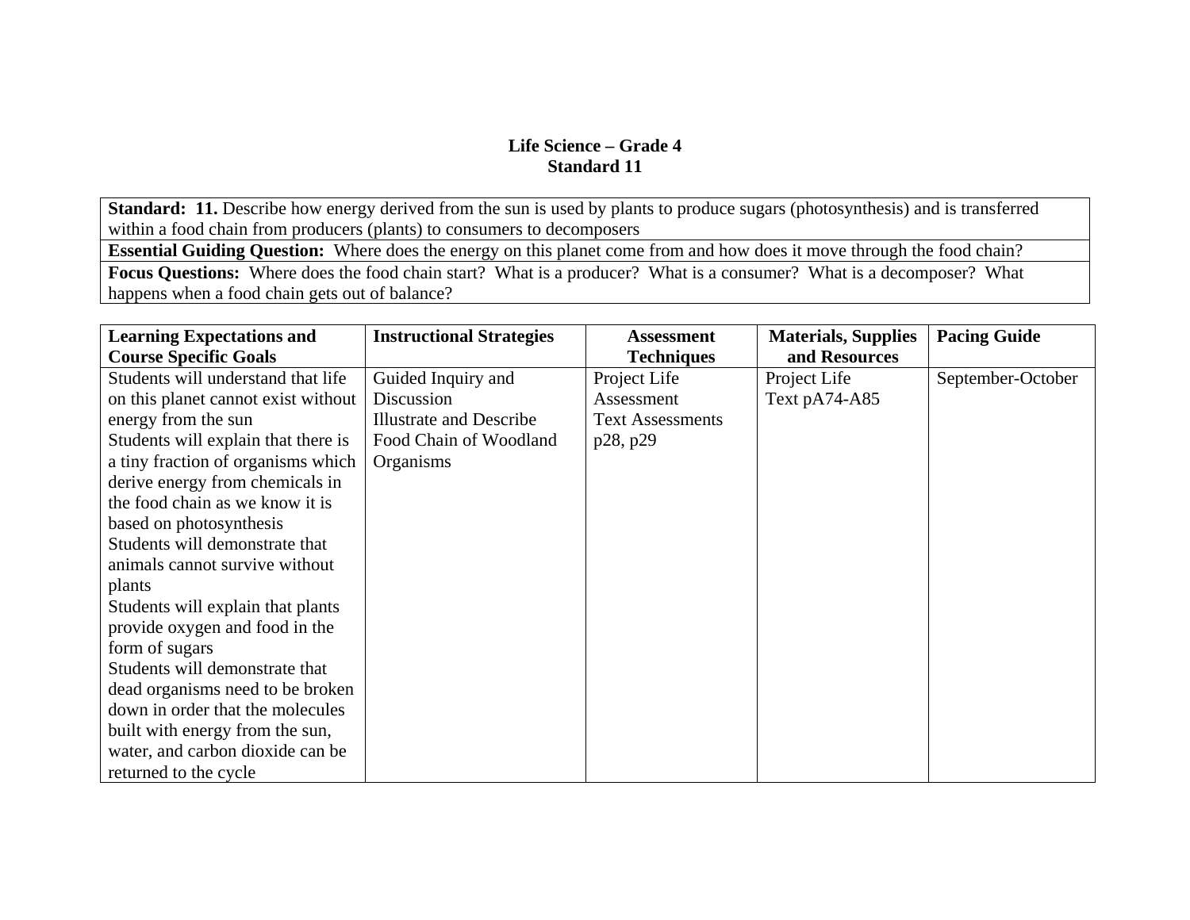**Life Science – Grade 4**
**Standard 11**

| **Standard: 11.** Describe how energy derived from the sun is used by plants to produce sugars (photosynthesis) and is transferred within a food chain from producers (plants) to consumers to decomposers |
|---|
| **Essential Guiding Question:** Where does the energy on this planet come from and how does it move through the food chain? |
| **Focus Questions:** Where does the food chain start? What is a producer? What is a consumer? What is a decomposer? What happens when a food chain gets out of balance? |

| **Learning Expectations and Course Specific Goals** | **Instructional Strategies** | **Assessment Techniques** | **Materials, Supplies and Resources** | **Pacing Guide** |
|---|---|---|---|---|
| Students will understand that life on this planet cannot exist without energy from the sun<br>Students will explain that there is a tiny fraction of organisms which derive energy from chemicals in the food chain as we know it is based on photosynthesis<br>Students will demonstrate that animals cannot survive without plants<br>Students will explain that plants provide oxygen and food in the form of sugars<br>Students will demonstrate that dead organisms need to be broken down in order that the molecules built with energy from the sun, water, and carbon dioxide can be returned to the cycle | Guided Inquiry and Discussion<br>Illustrate and Describe Food Chain of Woodland Organisms | Project Life Assessment<br>Text Assessments p28, p29 | Project Life<br>Text pA74-A85 | September-October |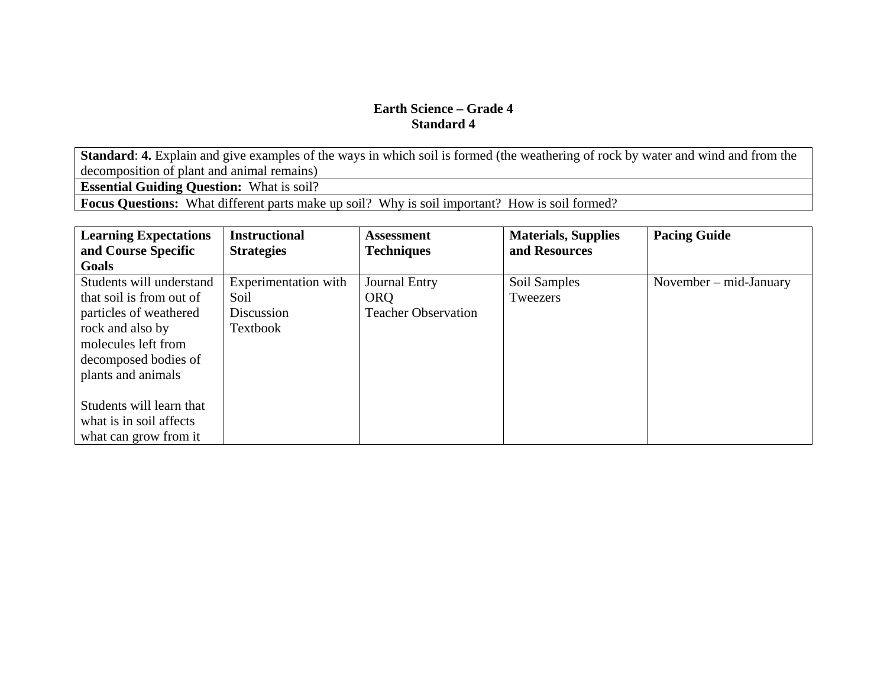# Earth Science – Grade 4
## Standard 4

| **Standard**: **4.** Explain and give examples of the ways in which soil is formed (the weathering of rock by water and wind and from the decomposition of plant and animal remains) |
|---|
| **Essential Guiding Question:** What is soil? |
| **Focus Questions:** What different parts make up soil? Why is soil important? How is soil formed? |

| **Learning Expectations and Course Specific Goals** | **Instructional Strategies** | **Assessment Techniques** | **Materials, Supplies and Resources** | **Pacing Guide** |
|---|---|---|---|---|
| Students will understand that soil is from out of particles of weathered rock and also by molecules left from decomposed bodies of plants and animals<br><br>Students will learn that what is in soil affects what can grow from it | Experimentation with Soil<br>Discussion<br>Textbook | Journal Entry<br>ORQ<br>Teacher Observation | Soil Samples<br>Tweezers | November – mid-January |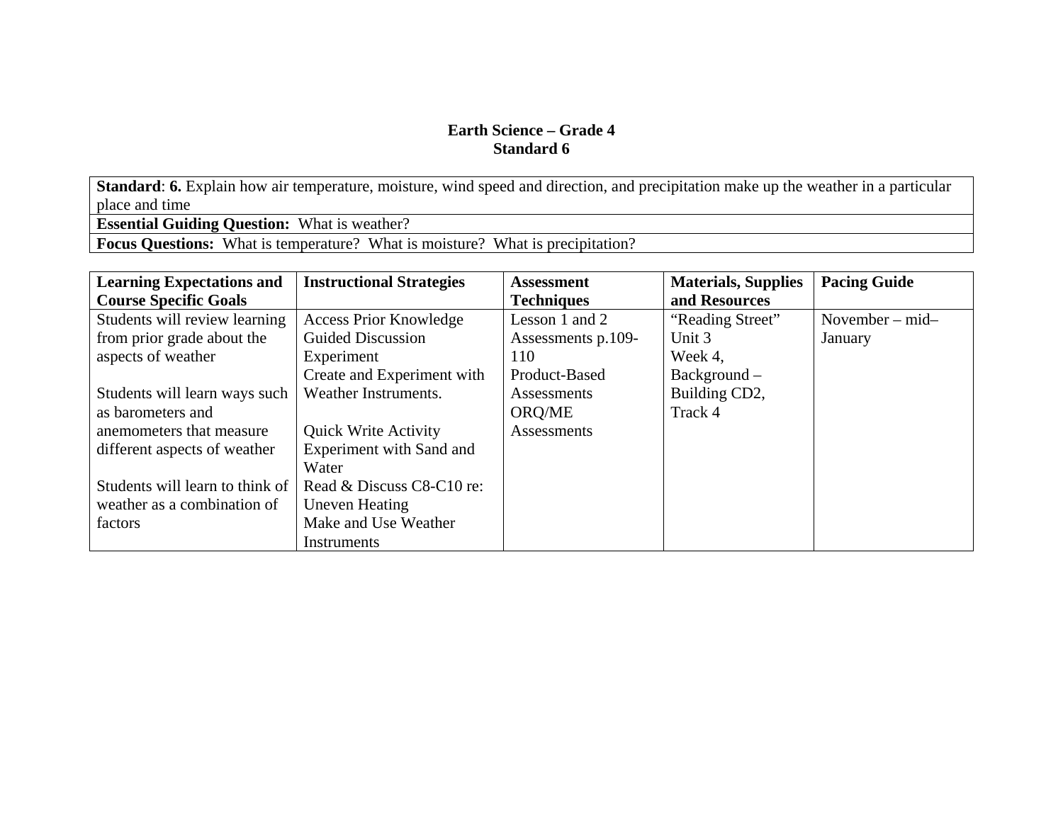**Earth Science – Grade 4**
**Standard 6**

| **Standard**: **6.** Explain how air temperature, moisture, wind speed and direction, and precipitation make up the weather in a particular place and time |
|---|
| **Essential Guiding Question:** What is weather? |
| **Focus Questions:** What is temperature? What is moisture? What is precipitation? |

| Learning Expectations and Course Specific Goals | Instructional Strategies | Assessment Techniques | Materials, Supplies and Resources | Pacing Guide |
|---|---|---|---|---|
| Students will review learning from prior grade about the aspects of weather<br><br>Students will learn ways such as barometers and anemometers that measure different aspects of weather<br><br>Students will learn to think of weather as a combination of factors | Access Prior Knowledge<br>Guided Discussion<br>Experiment<br>Create and Experiment with Weather Instruments.<br><br>Quick Write Activity<br>Experiment with Sand and Water<br>Read & Discuss C8-C10 re: Uneven Heating<br>Make and Use Weather Instruments | Lesson 1 and 2 Assessments p.109-110<br>Product-Based Assessments<br>ORQ/ME Assessments | "Reading Street" Unit 3<br>Week 4,<br>Background – Building CD2, Track 4 | November – mid–January |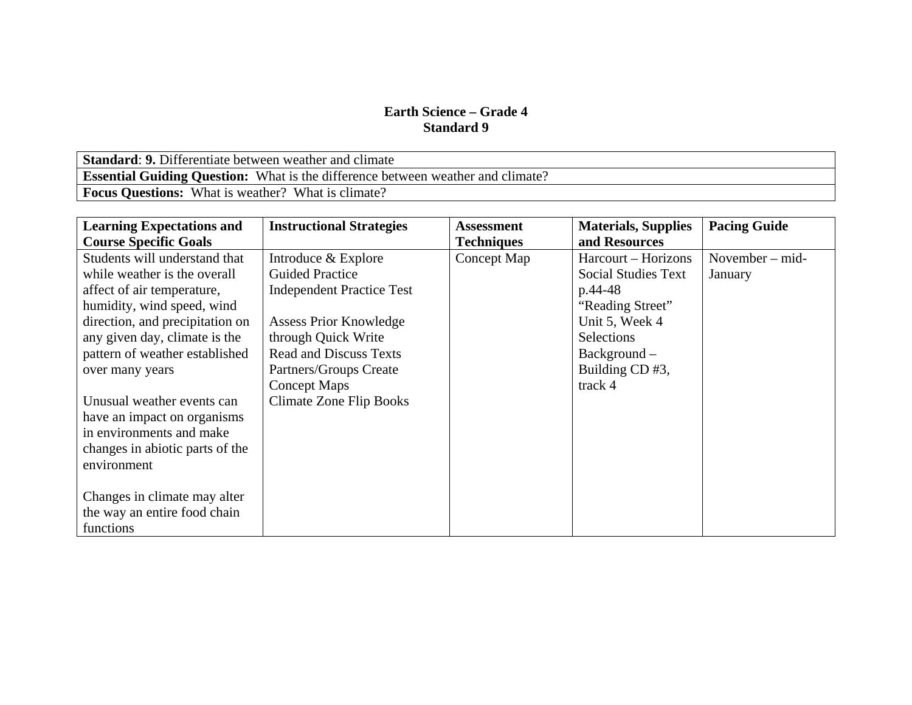**Earth Science – Grade 4**
**Standard 9**

| **Standard**: **9.** Differentiate between weather and climate |
|---|
| **Essential Guiding Question:** What is the difference between weather and climate? |
| **Focus Questions:** What is weather? What is climate? |

| Learning Expectations and Course Specific Goals | Instructional Strategies | Assessment Techniques | Materials, Supplies and Resources | Pacing Guide |
|---|---|---|---|---|
| Students will understand that while weather is the overall affect of air temperature, humidity, wind speed, wind direction, and precipitation on any given day, climate is the pattern of weather established over many years<br><br>Unusual weather events can have an impact on organisms in environments and make changes in abiotic parts of the environment<br><br>Changes in climate may alter the way an entire food chain functions | Introduce & Explore<br>Guided Practice<br>Independent Practice Test<br><br>Assess Prior Knowledge through Quick Write<br>Read and Discuss Texts<br>Partners/Groups Create Concept Maps<br>Climate Zone Flip Books | Concept Map | Harcourt – Horizons Social Studies Text p.44-48<br>"Reading Street" Unit 5, Week 4 Selections<br>Background – Building CD #3, track 4 | November – mid-January |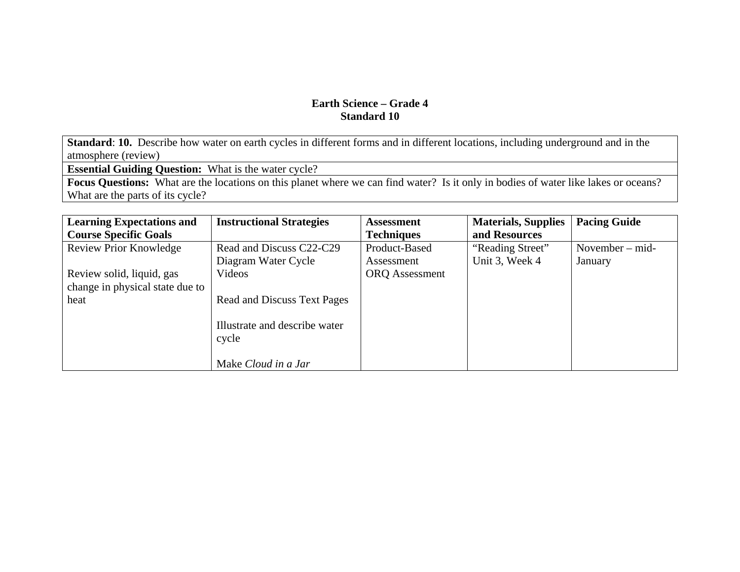# Earth Science – Grade 4
## Standard 10

| **Standard**: **10.** Describe how water on earth cycles in different forms and in different locations, including underground and in the atmosphere (review) |
|---|
| **Essential Guiding Question:** What is the water cycle? |
| **Focus Questions:** What are the locations on this planet where we can find water? Is it only in bodies of water like lakes or oceans? What are the parts of its cycle? |

| **Learning Expectations and Course Specific Goals** | **Instructional Strategies** | **Assessment Techniques** | **Materials, Supplies and Resources** | **Pacing Guide** |
|---|---|---|---|---|
| Review Prior Knowledge<br><br>Review solid, liquid, gas change in physical state due to heat | Read and Discuss C22-C29<br>Diagram Water Cycle<br>Videos<br><br>Read and Discuss Text Pages<br><br>Illustrate and describe water cycle<br><br>Make *Cloud in a Jar* | Product-Based Assessment<br>ORQ Assessment | "Reading Street" Unit 3, Week 4 | November – mid-January |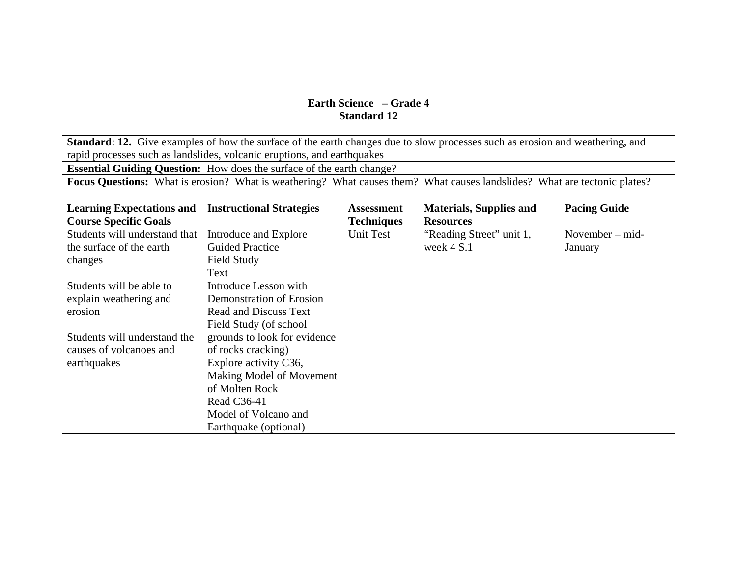**Earth Science – Grade 4**
**Standard 12**

| **Standard**: **12.** Give examples of how the surface of the earth changes due to slow processes such as erosion and weathering, and rapid processes such as landslides, volcanic eruptions, and earthquakes |
|---|
| **Essential Guiding Question:** How does the surface of the earth change? |
| **Focus Questions:** What is erosion? What is weathering? What causes them? What causes landslides? What are tectonic plates? |

| **Learning Expectations and Course Specific Goals** | **Instructional Strategies** | **Assessment Techniques** | **Materials, Supplies and Resources** | **Pacing Guide** |
|---|---|---|---|---|
| Students will understand that the surface of the earth changes<br><br>Students will be able to explain weathering and erosion<br><br>Students will understand the causes of volcanoes and earthquakes | Introduce and Explore<br>Guided Practice<br>Field Study<br>Text<br>Introduce Lesson with Demonstration of Erosion<br>Read and Discuss Text<br>Field Study (of school grounds to look for evidence of rocks cracking)<br>Explore activity C36, Making Model of Movement of Molten Rock<br>Read C36-41<br>Model of Volcano and Earthquake (optional) | Unit Test | "Reading Street" unit 1, week 4 S.1 | November – mid-January |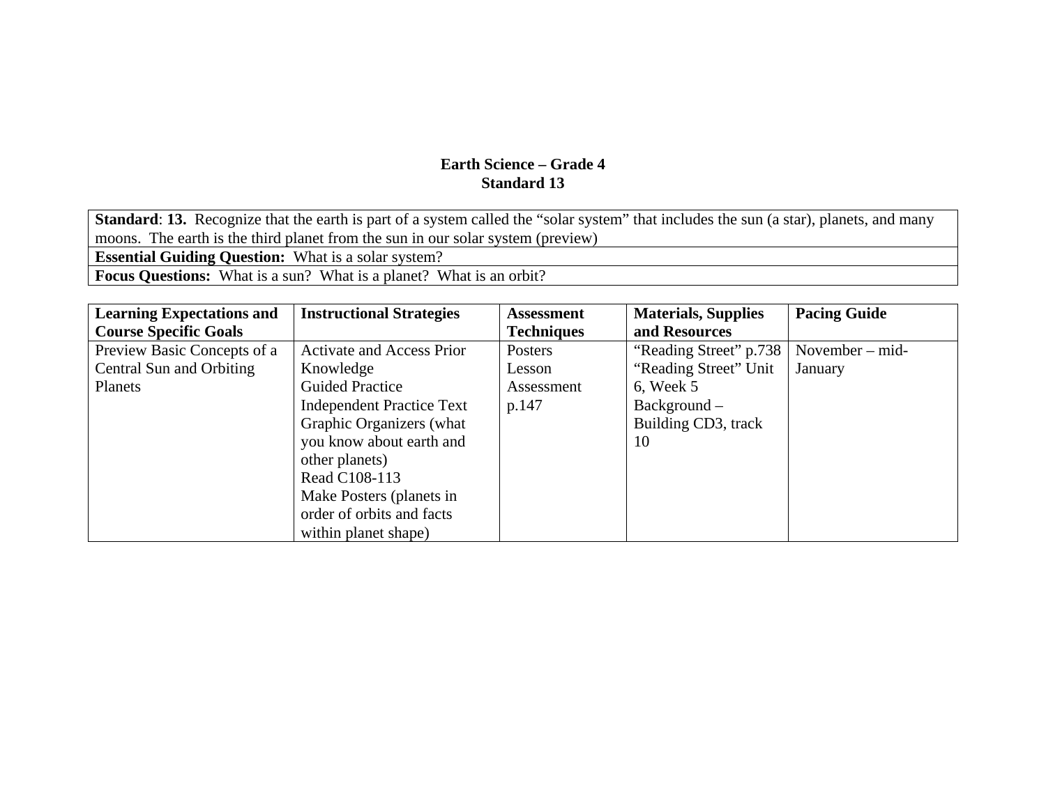**Earth Science – Grade 4**
**Standard 13**

| **Standard**: **13.** Recognize that the earth is part of a system called the "solar system" that includes the sun (a star), planets, and many moons. The earth is the third planet from the sun in our solar system (preview) |
|---|
| **Essential Guiding Question:** What is a solar system? |
| **Focus Questions:** What is a sun? What is a planet? What is an orbit? |

| Learning Expectations and Course Specific Goals | Instructional Strategies | Assessment Techniques | Materials, Supplies and Resources | Pacing Guide |
|---|---|---|---|---|
| Preview Basic Concepts of a Central Sun and Orbiting Planets | Activate and Access Prior Knowledge<br>Guided Practice<br>Independent Practice Text<br>Graphic Organizers (what you know about earth and other planets)<br>Read C108-113<br>Make Posters (planets in order of orbits and facts within planet shape) | Posters<br>Lesson Assessment p.147 | "Reading Street" p.738<br>"Reading Street" Unit 6, Week 5<br>Background – Building CD3, track 10 | November – mid-January |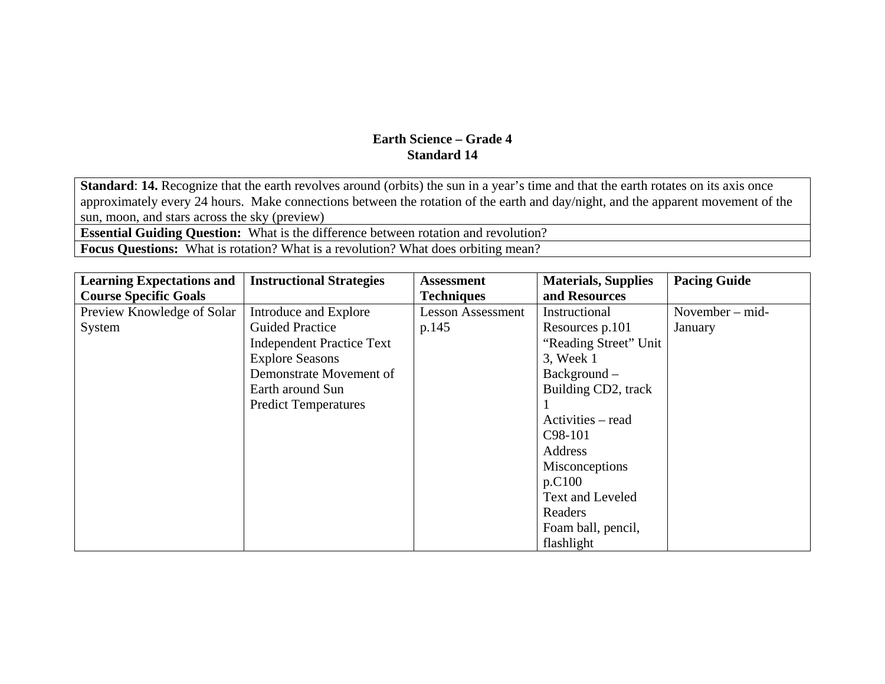# Earth Science – Grade 4
## Standard 14

| **Standard**: **14.** Recognize that the earth revolves around (orbits) the sun in a year's time and that the earth rotates on its axis once approximately every 24 hours. Make connections between the rotation of the earth and day/night, and the apparent movement of the sun, moon, and stars across the sky (preview) |
|---|
| **Essential Guiding Question:** What is the difference between rotation and revolution? |
| **Focus Questions:** What is rotation? What is a revolution? What does orbiting mean? |

| Learning Expectations and Course Specific Goals | Instructional Strategies | Assessment Techniques | Materials, Supplies and Resources | Pacing Guide |
|---|---|---|---|---|
| Preview Knowledge of Solar System | Introduce and Explore<br>Guided Practice<br>Independent Practice Text<br>Explore Seasons<br>Demonstrate Movement of Earth around Sun<br>Predict Temperatures | Lesson Assessment p.145 | Instructional Resources p.101<br>"Reading Street" Unit 3, Week 1<br>Background – Building CD2, track 1<br>Activities – read C98-101<br>Address Misconceptions p.C100<br>Text and Leveled Readers<br>Foam ball, pencil, flashlight | November – mid-January |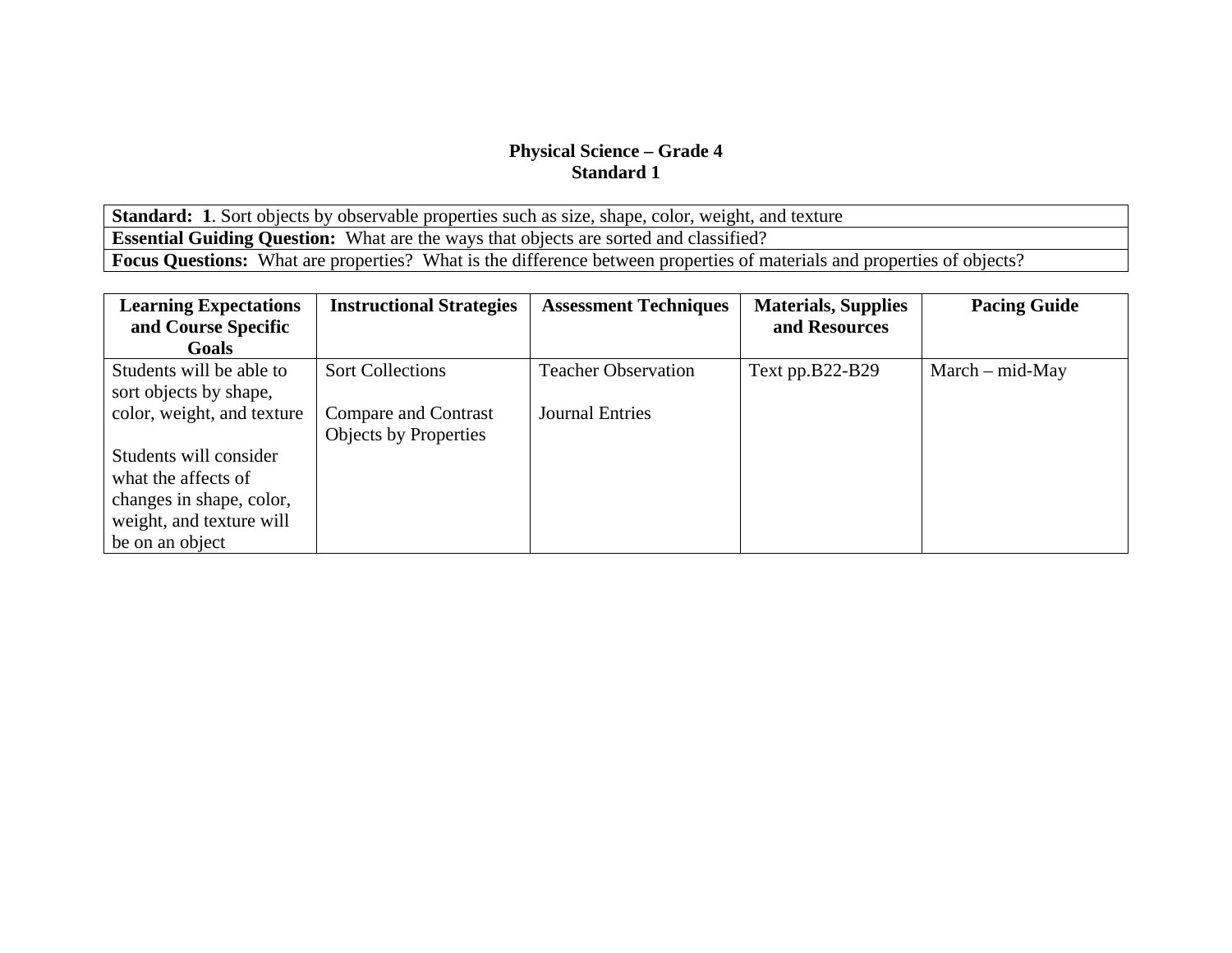# Physical Science – Grade 4
## Standard 1

| **Standard: 1**. Sort objects by observable properties such as size, shape, color, weight, and texture |
|---|
| **Essential Guiding Question:** What are the ways that objects are sorted and classified? |
| **Focus Questions:** What are properties? What is the difference between properties of materials and properties of objects? |

| Learning Expectations and Course Specific Goals | Instructional Strategies | Assessment Techniques | Materials, Supplies and Resources | Pacing Guide |
|---|---|---|---|---|
| Students will be able to sort objects by shape, color, weight, and texture<br><br>Students will consider what the affects of changes in shape, color, weight, and texture will be on an object | Sort Collections<br><br>Compare and Contrast Objects by Properties | Teacher Observation<br><br>Journal Entries | Text pp.B22-B29 | March – mid-May |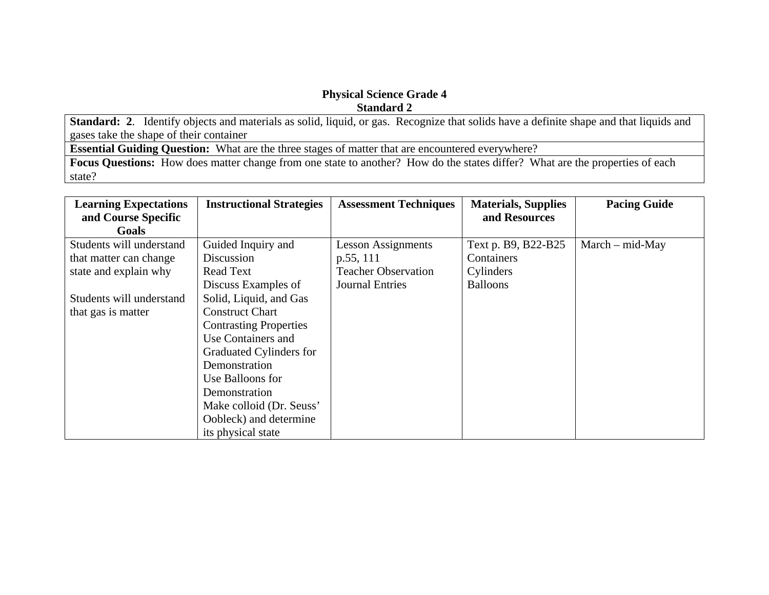**Physical Science Grade 4**
**Standard 2**

| **Standard: 2**. Identify objects and materials as solid, liquid, or gas. Recognize that solids have a definite shape and that liquids and gases take the shape of their container |
|---|
| **Essential Guiding Question:** What are the three stages of matter that are encountered everywhere? |
| **Focus Questions:** How does matter change from one state to another? How do the states differ? What are the properties of each state? |

| Learning Expectations and Course Specific Goals | Instructional Strategies | Assessment Techniques | Materials, Supplies and Resources | Pacing Guide |
|---|---|---|---|---|
| Students will understand that matter can change state and explain why<br><br>Students will understand that gas is matter | Guided Inquiry and Discussion<br>Read Text<br>Discuss Examples of Solid, Liquid, and Gas<br>Construct Chart Contrasting Properties<br>Use Containers and Graduated Cylinders for Demonstration<br>Use Balloons for Demonstration<br>Make colloid (Dr. Seuss' Oobleck) and determine its physical state | Lesson Assignments p.55, 111<br>Teacher Observation<br>Journal Entries | Text p. B9, B22-B25<br>Containers<br>Cylinders<br>Balloons | March – mid-May |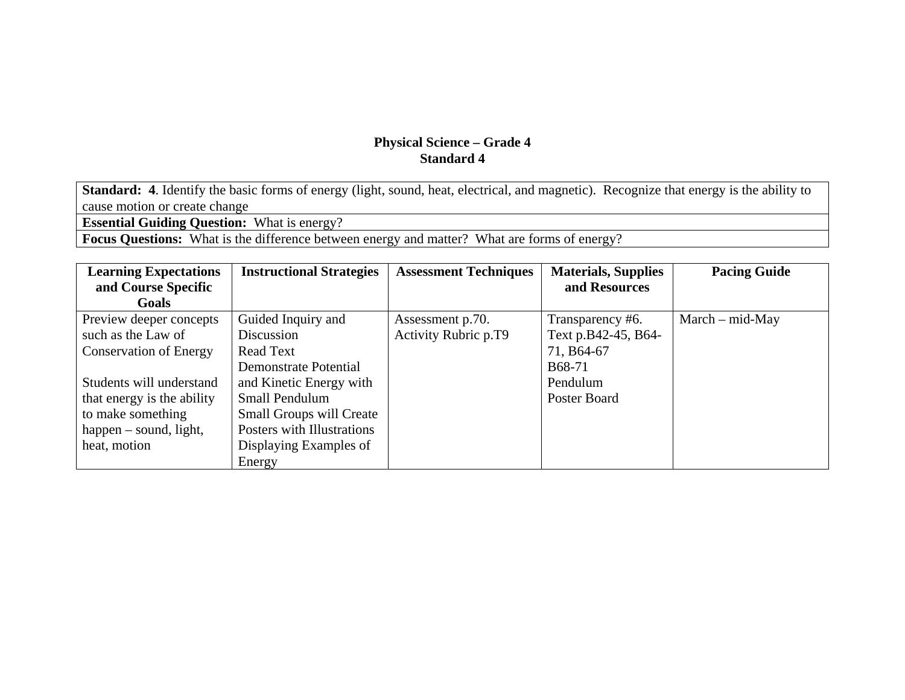**Physical Science – Grade 4**
**Standard 4**

| **Standard: 4**. Identify the basic forms of energy (light, sound, heat, electrical, and magnetic). Recognize that energy is the ability to cause motion or create change |
|---|
| **Essential Guiding Question:** What is energy? |
| **Focus Questions:** What is the difference between energy and matter? What are forms of energy? |

| Learning Expectations and Course Specific Goals | Instructional Strategies | Assessment Techniques | Materials, Supplies and Resources | Pacing Guide |
|---|---|---|---|---|
| Preview deeper concepts such as the Law of Conservation of Energy<br><br>Students will understand that energy is the ability to make something happen – sound, light, heat, motion | Guided Inquiry and Discussion<br>Read Text<br>Demonstrate Potential and Kinetic Energy with Small Pendulum<br>Small Groups will Create Posters with Illustrations Displaying Examples of Energy | Assessment p.70.<br>Activity Rubric p.T9 | Transparency #6.<br>Text p.B42-45, B64-71, B64-67<br>B68-71<br>Pendulum<br>Poster Board | March – mid-May |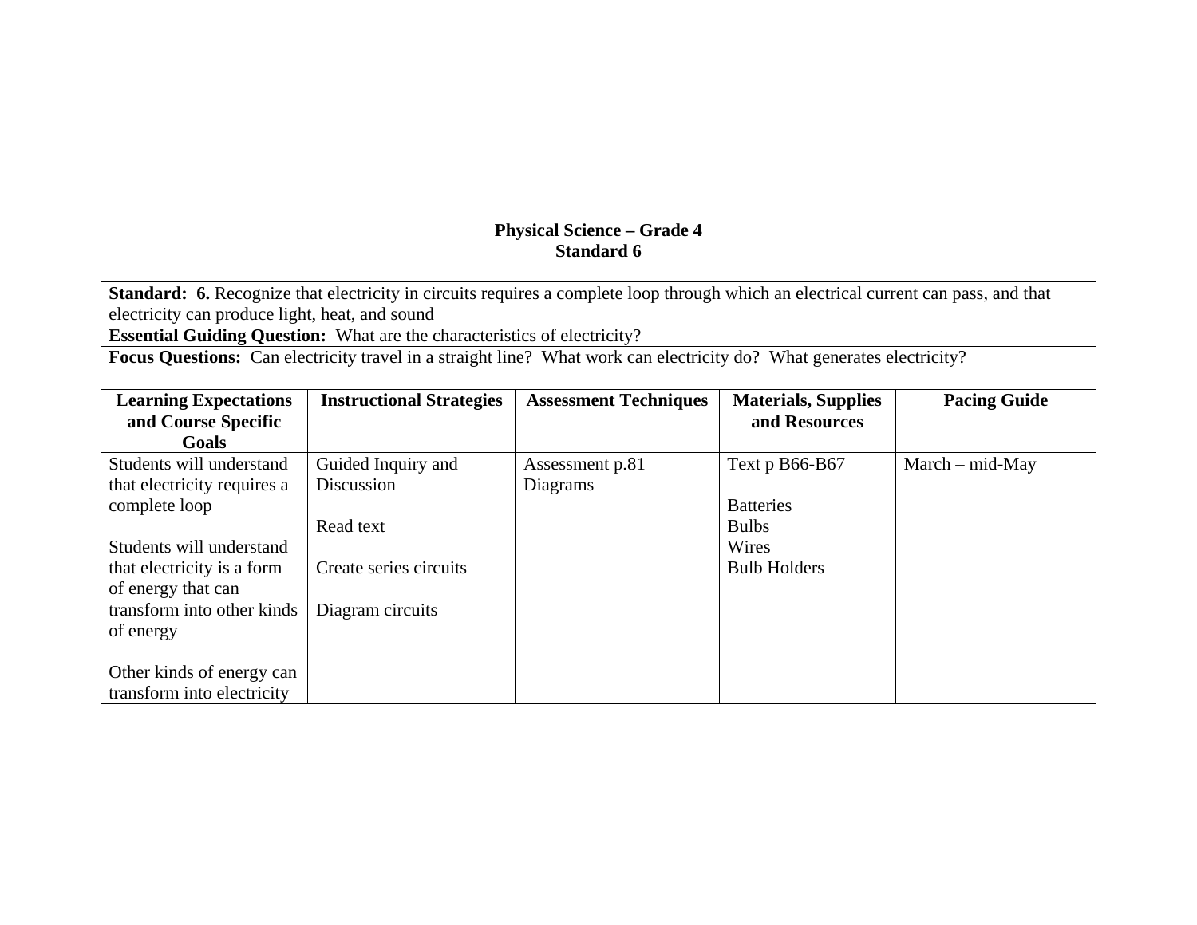**Physical Science – Grade 4**
**Standard 6**

| **Standard: 6.** Recognize that electricity in circuits requires a complete loop through which an electrical current can pass, and that electricity can produce light, heat, and sound |
|---|
| **Essential Guiding Question:** What are the characteristics of electricity? |
| **Focus Questions:** Can electricity travel in a straight line? What work can electricity do? What generates electricity? |

| Learning Expectations and Course Specific Goals | Instructional Strategies | Assessment Techniques | Materials, Supplies and Resources | Pacing Guide |
|---|---|---|---|---|
| Students will understand that electricity requires a complete loop<br><br>Students will understand that electricity is a form of energy that can transform into other kinds of energy<br><br>Other kinds of energy can transform into electricity | Guided Inquiry and Discussion<br><br>Read text<br><br>Create series circuits<br><br>Diagram circuits | Assessment p.81<br>Diagrams | Text p B66-B67<br><br>Batteries<br>Bulbs<br>Wires<br>Bulb Holders | March – mid-May |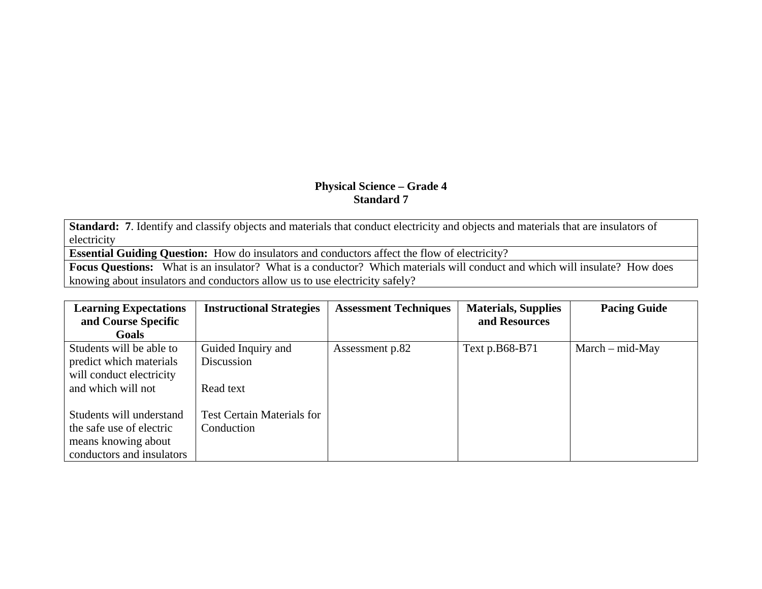**Physical Science – Grade 4**
**Standard 7**

| **Standard: 7**. Identify and classify objects and materials that conduct electricity and objects and materials that are insulators of electricity |
|---|
| **Essential Guiding Question:** How do insulators and conductors affect the flow of electricity? |
| **Focus Questions:** What is an insulator? What is a conductor? Which materials will conduct and which will insulate? How does knowing about insulators and conductors allow us to use electricity safely? |

| Learning Expectations and Course Specific Goals | Instructional Strategies | Assessment Techniques | Materials, Supplies and Resources | Pacing Guide |
|---|---|---|---|---|
| Students will be able to predict which materials will conduct electricity and which will not<br><br>Students will understand the safe use of electric means knowing about conductors and insulators | Guided Inquiry and Discussion<br><br>Read text<br><br>Test Certain Materials for Conduction | Assessment p.82 | Text p.B68-B71 | March – mid-May |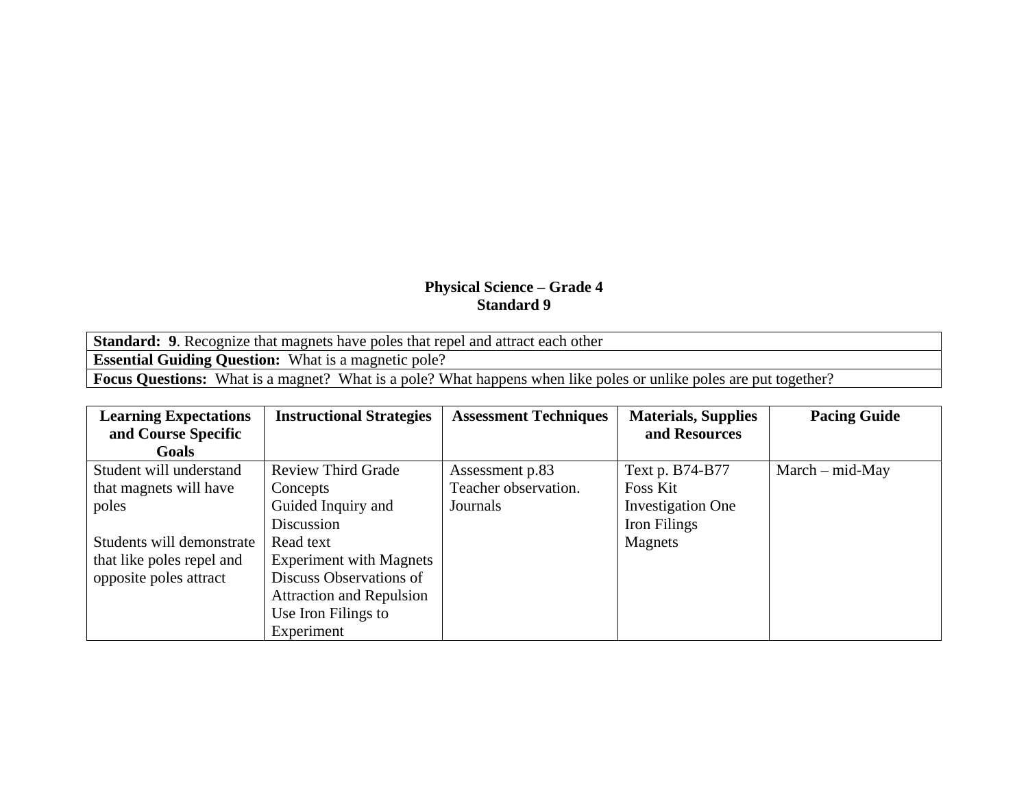# Physical Science – Grade 4
## Standard 9

| **Standard: 9**. Recognize that magnets have poles that repel and attract each other |
|---|
| **Essential Guiding Question:** What is a magnetic pole? |
| **Focus Questions:** What is a magnet? What is a pole? What happens when like poles or unlike poles are put together? |

| Learning Expectations and Course Specific Goals | Instructional Strategies | Assessment Techniques | Materials, Supplies and Resources | Pacing Guide |
|---|---|---|---|---|
| Student will understand that magnets will have poles<br><br>Students will demonstrate that like poles repel and opposite poles attract | Review Third Grade Concepts<br>Guided Inquiry and Discussion<br>Read text<br>Experiment with Magnets<br>Discuss Observations of Attraction and Repulsion<br>Use Iron Filings to Experiment | Assessment p.83<br>Teacher observation.<br>Journals | Text p. B74-B77<br>Foss Kit<br>Investigation One<br>Iron Filings<br>Magnets | March – mid-May |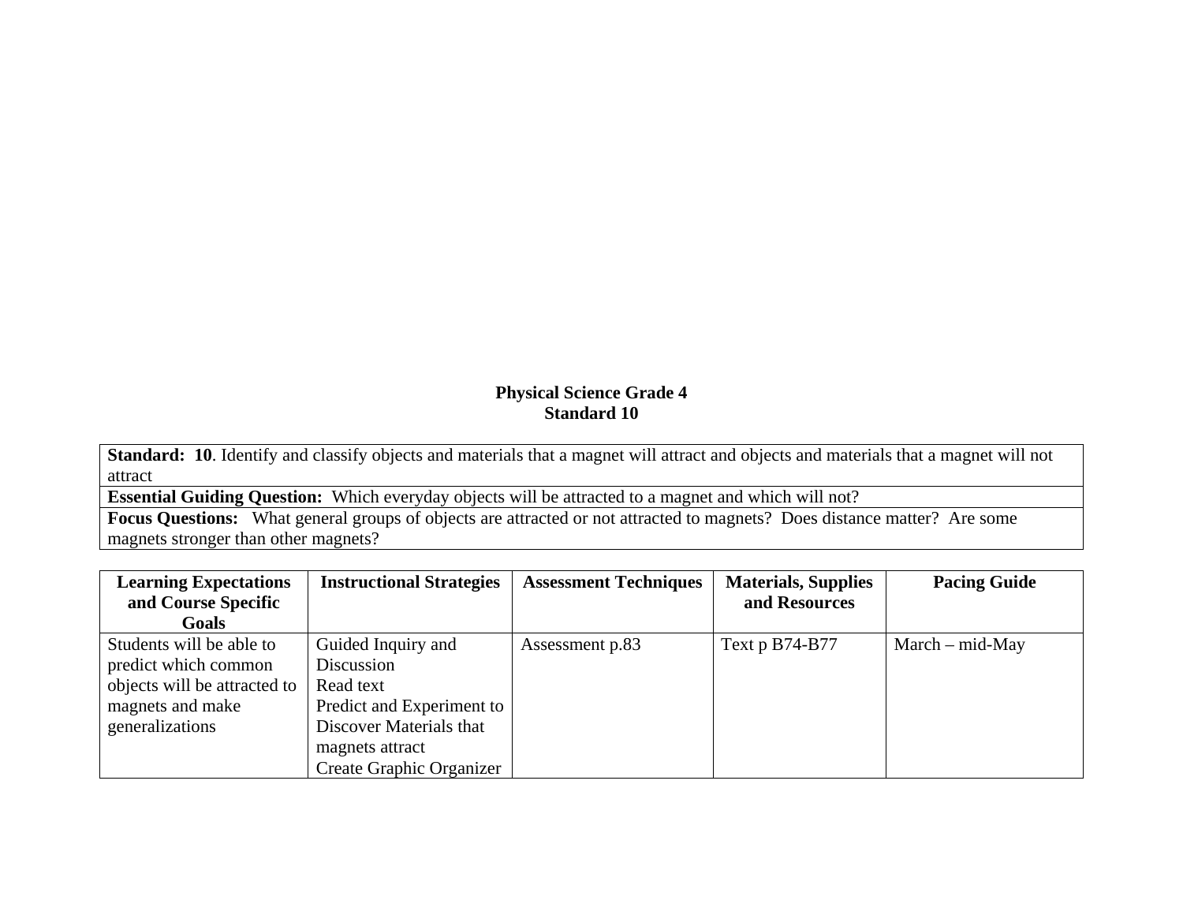# Physical Science Grade 4
## Standard 10

| **Standard: 10**. Identify and classify objects and materials that a magnet will attract and objects and materials that a magnet will not attract |
|---|
| **Essential Guiding Question:** Which everyday objects will be attracted to a magnet and which will not? |
| **Focus Questions:** What general groups of objects are attracted or not attracted to magnets? Does distance matter? Are some magnets stronger than other magnets? |

| Learning Expectations and Course Specific Goals | Instructional Strategies | Assessment Techniques | Materials, Supplies and Resources | Pacing Guide |
|---|---|---|---|---|
| Students will be able to predict which common objects will be attracted to magnets and make generalizations | Guided Inquiry and Discussion<br>Read text<br>Predict and Experiment to Discover Materials that magnets attract<br>Create Graphic Organizer | Assessment p.83 | Text p B74-B77 | March – mid-May |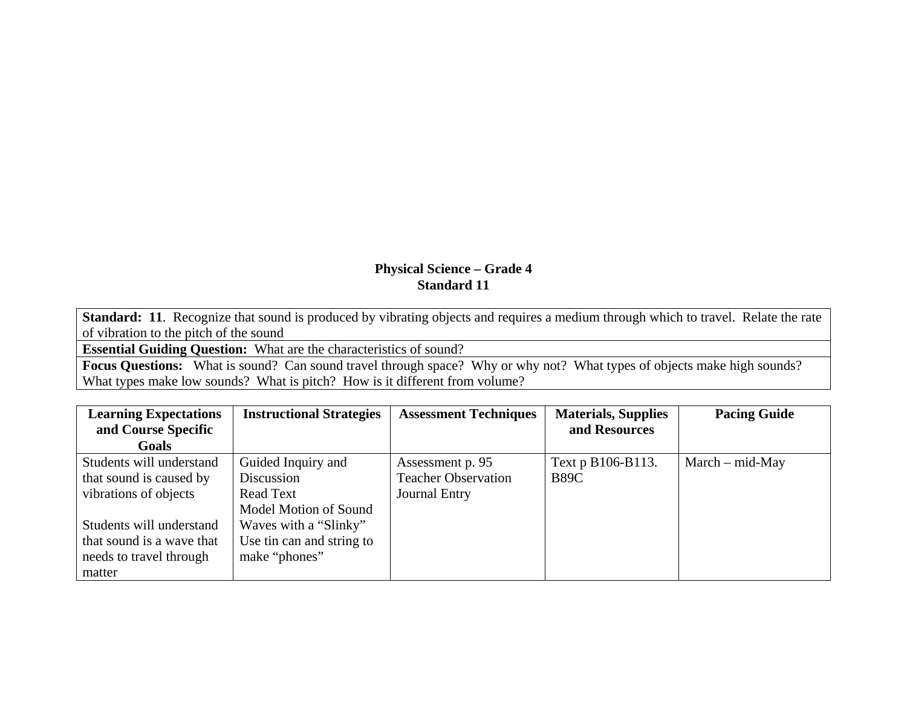**Physical Science – Grade 4**
**Standard 11**

| **Standard: 11**. Recognize that sound is produced by vibrating objects and requires a medium through which to travel. Relate the rate of vibration to the pitch of the sound |
|---|
| **Essential Guiding Question:** What are the characteristics of sound? |
| **Focus Questions:** What is sound? Can sound travel through space? Why or why not? What types of objects make high sounds? What types make low sounds? What is pitch? How is it different from volume? |

| Learning Expectations and Course Specific Goals | Instructional Strategies | Assessment Techniques | Materials, Supplies and Resources | Pacing Guide |
|---|---|---|---|---|
| Students will understand that sound is caused by vibrations of objects<br><br>Students will understand that sound is a wave that needs to travel through matter | Guided Inquiry and Discussion<br>Read Text<br>Model Motion of Sound Waves with a "Slinky"<br>Use tin can and string to make "phones" | Assessment p. 95<br>Teacher Observation<br>Journal Entry | Text p B106-B113. B89C | March – mid-May |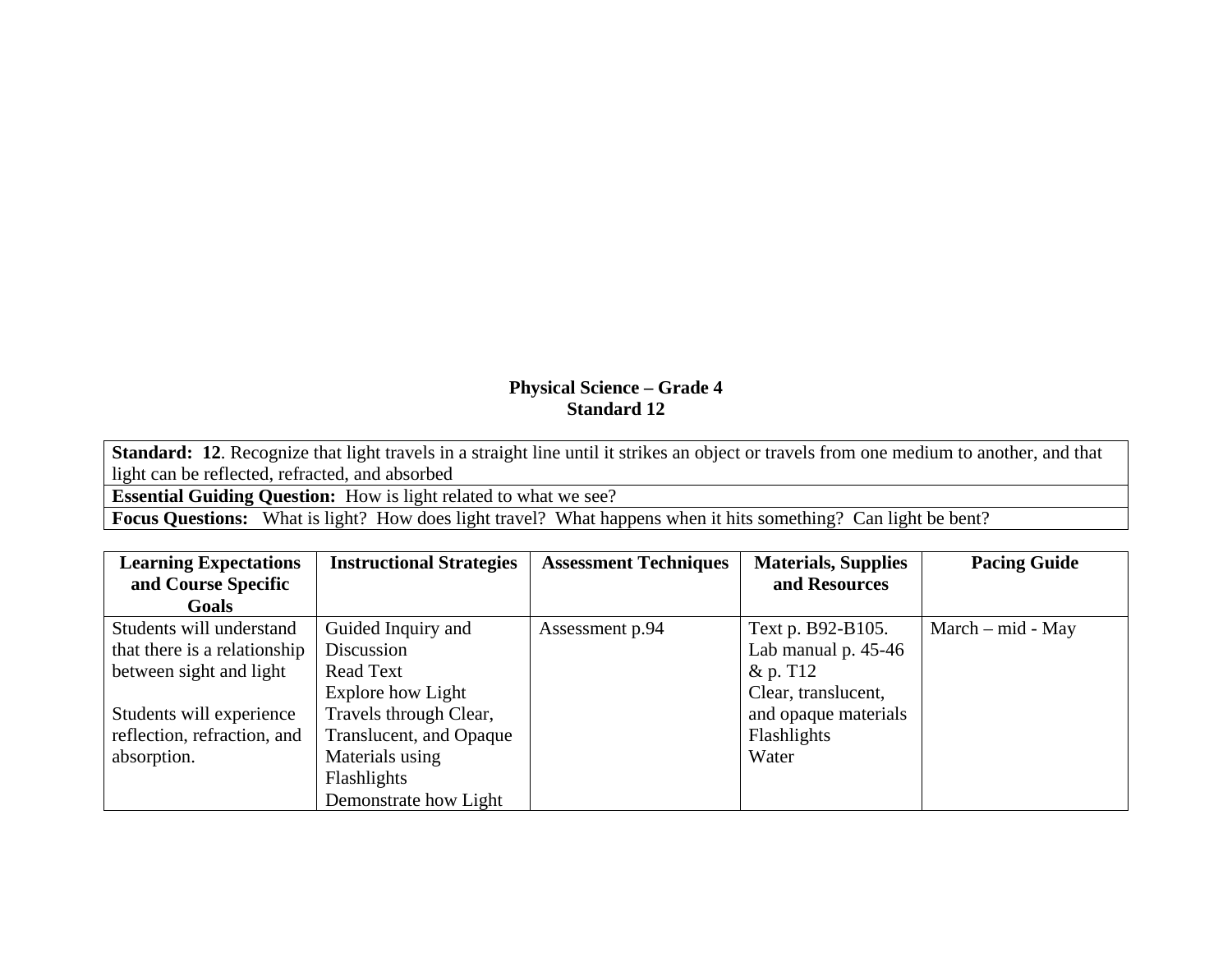**Physical Science – Grade 4**
**Standard 12**

| |
|---|
| **Standard: 12**. Recognize that light travels in a straight line until it strikes an object or travels from one medium to another, and that light can be reflected, refracted, and absorbed |
| **Essential Guiding Question:** How is light related to what we see? |
| **Focus Questions:** What is light? How does light travel? What happens when it hits something? Can light be bent? |

| Learning Expectations and Course Specific Goals | Instructional Strategies | Assessment Techniques | Materials, Supplies and Resources | Pacing Guide |
|---|---|---|---|---|
| Students will understand that there is a relationship between sight and light<br><br>Students will experience reflection, refraction, and absorption. | Guided Inquiry and Discussion<br>Read Text<br>Explore how Light Travels through Clear, Translucent, and Opaque Materials using Flashlights<br>Demonstrate how Light | Assessment p.94 | Text p. B92-B105.<br>Lab manual p. 45-46 & p. T12<br>Clear, translucent, and opaque materials<br>Flashlights<br>Water | March – mid - May |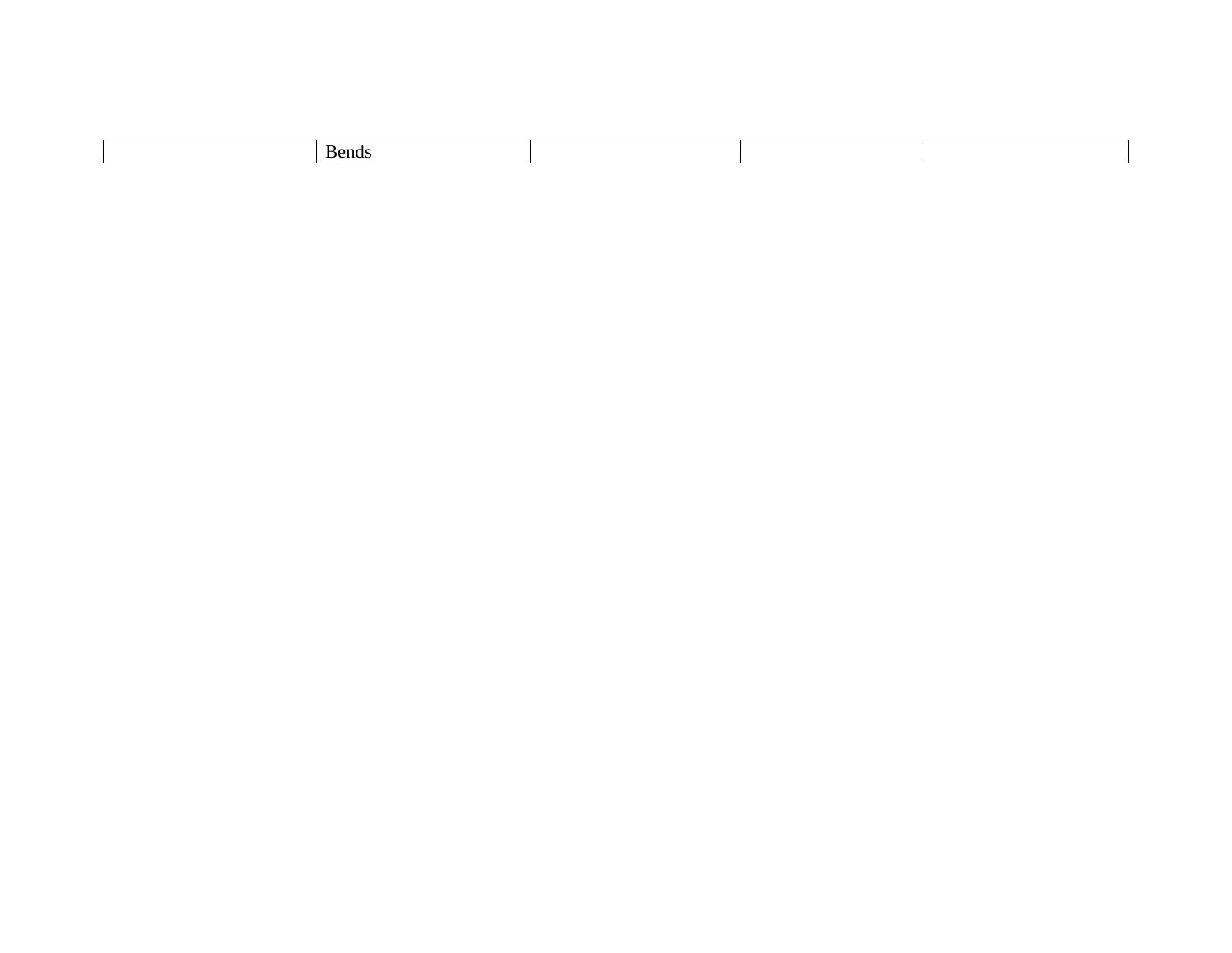| | | | | |
|---|---|---|---|---|
| | Bends | | | |